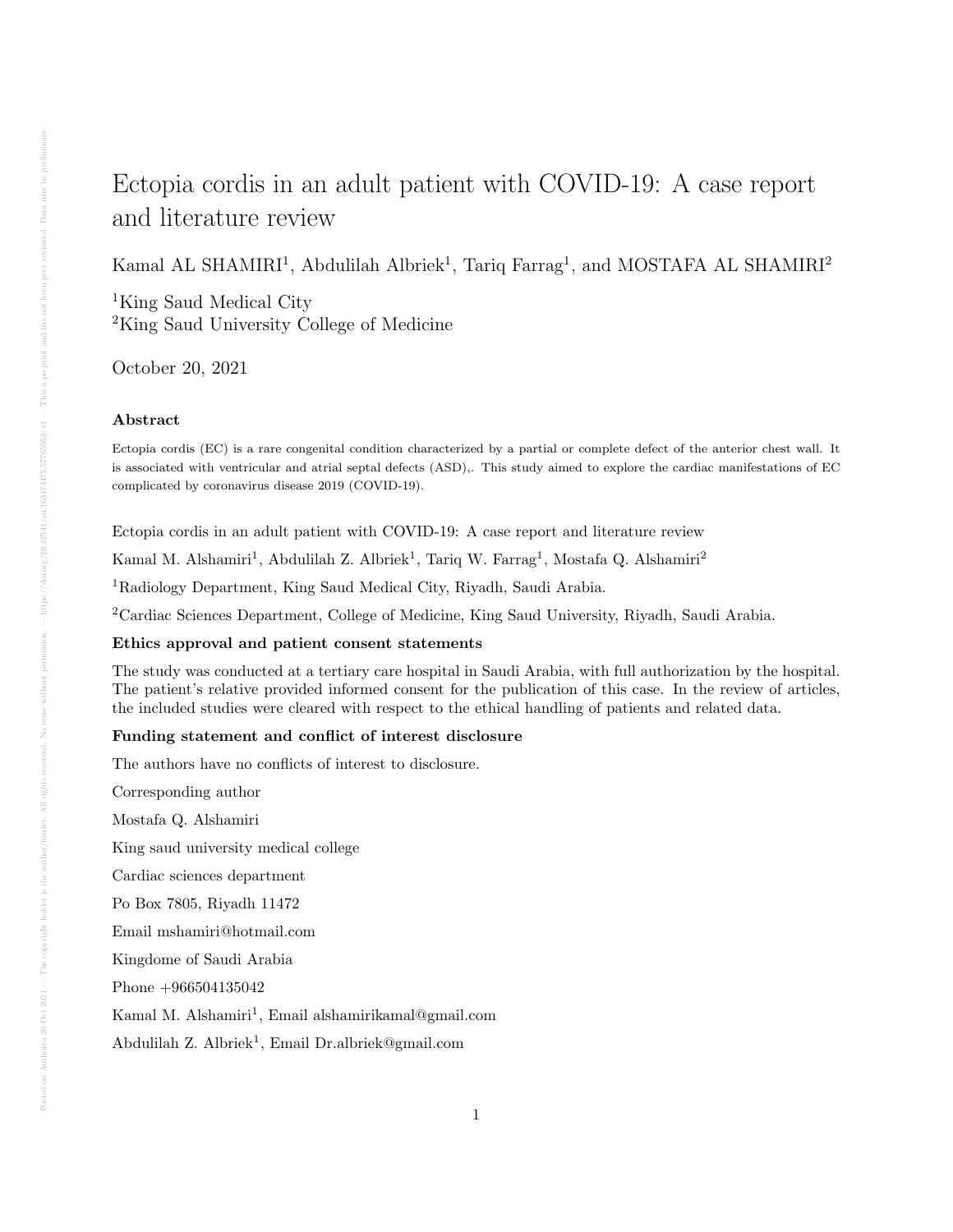# Ectopia cordis in an adult patient with COVID-19: A case report and literature review

Kamal AL SHAMIRI[1], Abdulilah Albriek[1], Tariq Farrag[1], and MOSTAFA AL SHAMIRI[2]

[1]King Saud Medical City

[2]King Saud University College of Medicine

October 20, 2021

### Abstract

Ectopia cordis (EC) is a rare congenital condition characterized by a partial or complete defect of the anterior chest wall. It is associated with ventricular and atrial septal defects (ASD),. This study aimed to explore the cardiac manifestations of EC complicated by coronavirus disease 2019 (COVID-19).

Ectopia cordis in an adult patient with COVID-19: A case report and literature review

Kamal M. Alshamiri[1], Abdulilah Z. Albriek[1], Tariq W. Farrag[1], Mostafa Q. Alshamiri[2]

[1]Radiology Department, King Saud Medical City, Riyadh, Saudi Arabia.

[2]Cardiac Sciences Department, College of Medicine, King Saud University, Riyadh, Saudi Arabia.

**Ethics approval and patient consent statements**

The study was conducted at a tertiary care hospital in Saudi Arabia, with full authorization by the hospital. The patient's relative provided informed consent for the publication of this case. In the review of articles, the included studies were cleared with respect to the ethical handling of patients and related data.

**Funding statement and conflict of interest disclosure**

The authors have no conflicts of interest to disclosure.

Corresponding author

Mostafa Q. Alshamiri

King saud university medical college

Cardiac sciences department

Po Box 7805, Riyadh 11472

Email mshamiri@hotmail.com

Kingdome of Saudi Arabia

Phone +966504135042

Kamal M. Alshamiri[1], Email alshamirikamal@gmail.com

Abdulilah Z. Albriek[1], Email Dr.albriek@gmail.com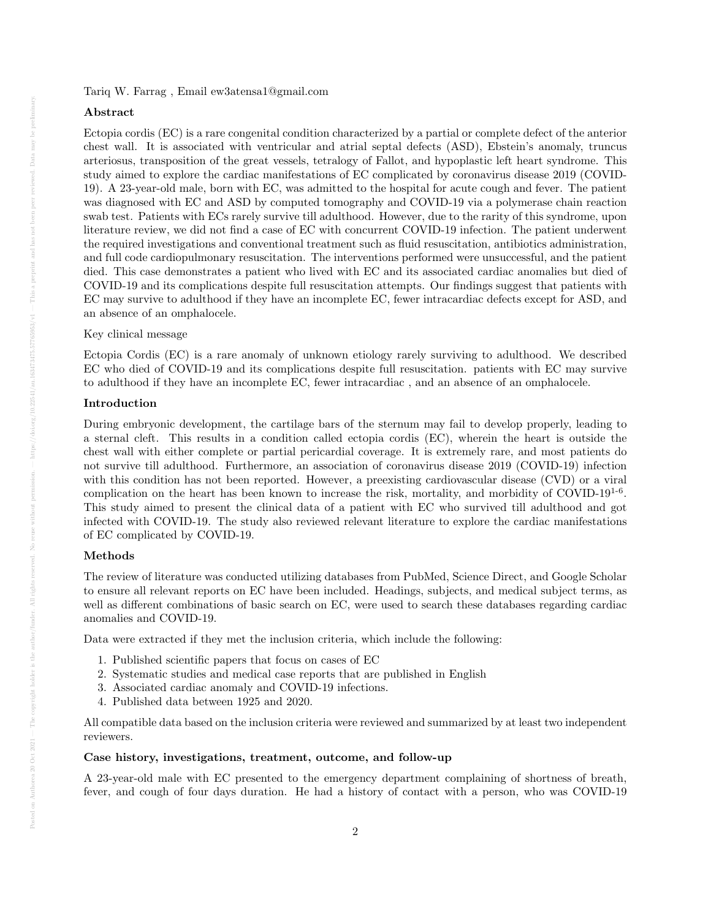Tariq W. Farrag , Email ew3atensa1@gmail.com

## Abstract

Ectopia cordis (EC) is a rare congenital condition characterized by a partial or complete defect of the anterior chest wall. It is associated with ventricular and atrial septal defects (ASD), Ebstein's anomaly, truncus arteriosus, transposition of the great vessels, tetralogy of Fallot, and hypoplastic left heart syndrome. This study aimed to explore the cardiac manifestations of EC complicated by coronavirus disease 2019 (COVID-19). A 23-year-old male, born with EC, was admitted to the hospital for acute cough and fever. The patient was diagnosed with EC and ASD by computed tomography and COVID-19 via a polymerase chain reaction swab test. Patients with ECs rarely survive till adulthood. However, due to the rarity of this syndrome, upon literature review, we did not find a case of EC with concurrent COVID-19 infection. The patient underwent the required investigations and conventional treatment such as fluid resuscitation, antibiotics administration, and full code cardiopulmonary resuscitation. The interventions performed were unsuccessful, and the patient died. This case demonstrates a patient who lived with EC and its associated cardiac anomalies but died of COVID-19 and its complications despite full resuscitation attempts. Our findings suggest that patients with EC may survive to adulthood if they have an incomplete EC, fewer intracardiac defects except for ASD, and an absence of an omphalocele.

Key clinical message

Ectopia Cordis (EC) is a rare anomaly of unknown etiology rarely surviving to adulthood. We described EC who died of COVID-19 and its complications despite full resuscitation. patients with EC may survive to adulthood if they have an incomplete EC, fewer intracardiac , and an absence of an omphalocele.

## Introduction

During embryonic development, the cartilage bars of the sternum may fail to develop properly, leading to a sternal cleft. This results in a condition called ectopia cordis (EC), wherein the heart is outside the chest wall with either complete or partial pericardial coverage. It is extremely rare, and most patients do not survive till adulthood. Furthermore, an association of coronavirus disease 2019 (COVID-19) infection with this condition has not been reported. However, a preexisting cardiovascular disease (CVD) or a viral complication on the heart has been known to increase the risk, mortality, and morbidity of COVID-19[1-6]. This study aimed to present the clinical data of a patient with EC who survived till adulthood and got infected with COVID-19. The study also reviewed relevant literature to explore the cardiac manifestations of EC complicated by COVID-19.

## Methods

The review of literature was conducted utilizing databases from PubMed, Science Direct, and Google Scholar to ensure all relevant reports on EC have been included. Headings, subjects, and medical subject terms, as well as different combinations of basic search on EC, were used to search these databases regarding cardiac anomalies and COVID-19.

Data were extracted if they met the inclusion criteria, which include the following:

1. Published scientific papers that focus on cases of EC
2. Systematic studies and medical case reports that are published in English
3. Associated cardiac anomaly and COVID-19 infections.
4. Published data between 1925 and 2020.

All compatible data based on the inclusion criteria were reviewed and summarized by at least two independent reviewers.

## Case history, investigations, treatment, outcome, and follow-up

A 23-year-old male with EC presented to the emergency department complaining of shortness of breath, fever, and cough of four days duration. He had a history of contact with a person, who was COVID-19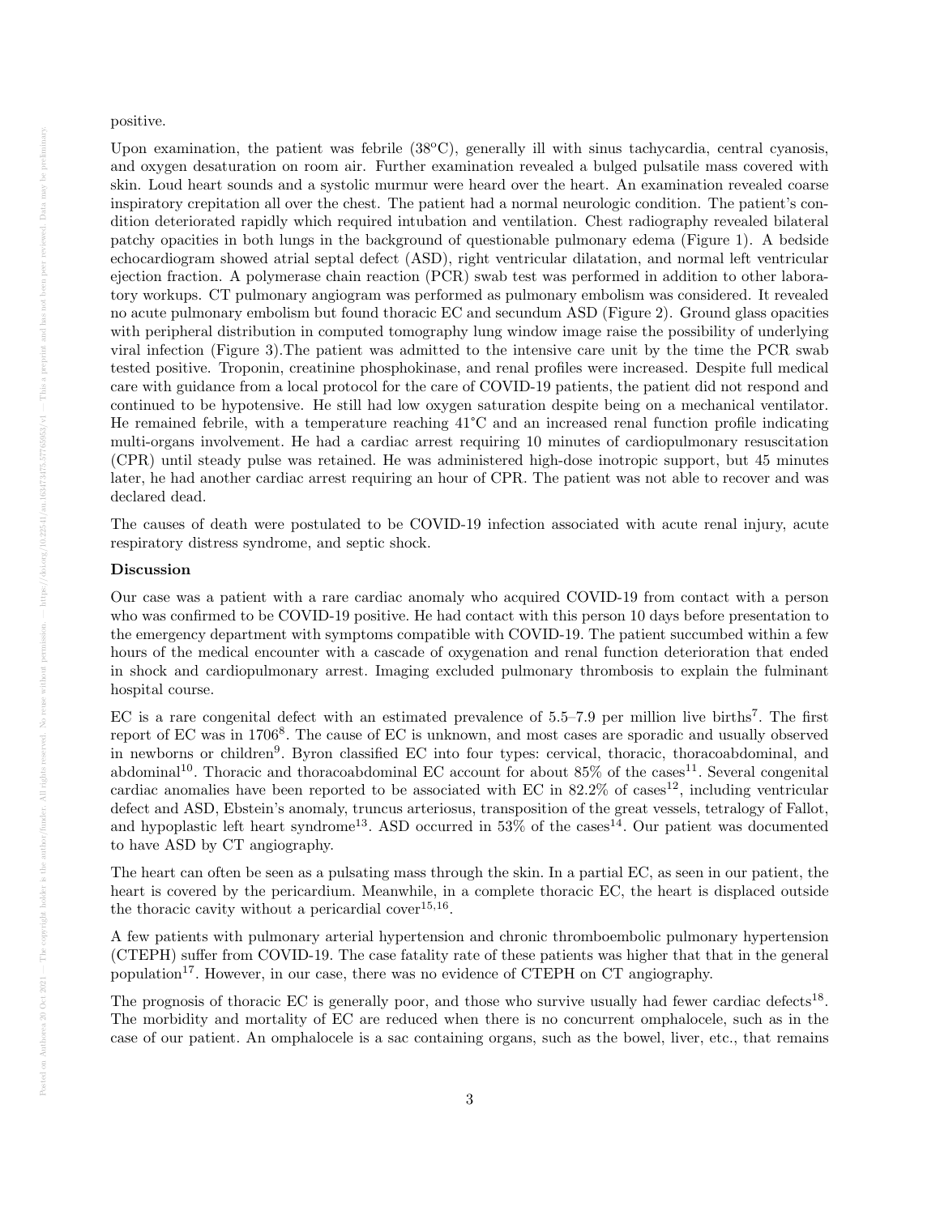positive.

Upon examination, the patient was febrile (38ºC), generally ill with sinus tachycardia, central cyanosis, and oxygen desaturation on room air. Further examination revealed a bulged pulsatile mass covered with skin. Loud heart sounds and a systolic murmur were heard over the heart. An examination revealed coarse inspiratory crepitation all over the chest. The patient had a normal neurologic condition. The patient's condition deteriorated rapidly which required intubation and ventilation. Chest radiography revealed bilateral patchy opacities in both lungs in the background of questionable pulmonary edema (Figure 1). A bedside echocardiogram showed atrial septal defect (ASD), right ventricular dilatation, and normal left ventricular ejection fraction. A polymerase chain reaction (PCR) swab test was performed in addition to other laboratory workups. CT pulmonary angiogram was performed as pulmonary embolism was considered. It revealed no acute pulmonary embolism but found thoracic EC and secundum ASD (Figure 2). Ground glass opacities with peripheral distribution in computed tomography lung window image raise the possibility of underlying viral infection (Figure 3).The patient was admitted to the intensive care unit by the time the PCR swab tested positive. Troponin, creatinine phosphokinase, and renal profiles were increased. Despite full medical care with guidance from a local protocol for the care of COVID-19 patients, the patient did not respond and continued to be hypotensive. He still had low oxygen saturation despite being on a mechanical ventilator. He remained febrile, with a temperature reaching 41°C and an increased renal function profile indicating multi-organs involvement. He had a cardiac arrest requiring 10 minutes of cardiopulmonary resuscitation (CPR) until steady pulse was retained. He was administered high-dose inotropic support, but 45 minutes later, he had another cardiac arrest requiring an hour of CPR. The patient was not able to recover and was declared dead.

The causes of death were postulated to be COVID-19 infection associated with acute renal injury, acute respiratory distress syndrome, and septic shock.

**Discussion**

Our case was a patient with a rare cardiac anomaly who acquired COVID-19 from contact with a person who was confirmed to be COVID-19 positive. He had contact with this person 10 days before presentation to the emergency department with symptoms compatible with COVID-19. The patient succumbed within a few hours of the medical encounter with a cascade of oxygenation and renal function deterioration that ended in shock and cardiopulmonary arrest. Imaging excluded pulmonary thrombosis to explain the fulminant hospital course.

EC is a rare congenital defect with an estimated prevalence of 5.5–7.9 per million live births[7]. The first report of EC was in 1706[8]. The cause of EC is unknown, and most cases are sporadic and usually observed in newborns or children[9]. Byron classified EC into four types: cervical, thoracic, thoracoabdominal, and abdominal[10]. Thoracic and thoracoabdominal EC account for about 85% of the cases[11]. Several congenital cardiac anomalies have been reported to be associated with EC in 82.2% of cases[12], including ventricular defect and ASD, Ebstein's anomaly, truncus arteriosus, transposition of the great vessels, tetralogy of Fallot, and hypoplastic left heart syndrome[13]. ASD occurred in 53% of the cases[14]. Our patient was documented to have ASD by CT angiography.

The heart can often be seen as a pulsating mass through the skin. In a partial EC, as seen in our patient, the heart is covered by the pericardium. Meanwhile, in a complete thoracic EC, the heart is displaced outside the thoracic cavity without a pericardial cover[15,16].

A few patients with pulmonary arterial hypertension and chronic thromboembolic pulmonary hypertension (CTEPH) suffer from COVID-19. The case fatality rate of these patients was higher that that in the general population[17]. However, in our case, there was no evidence of CTEPH on CT angiography.

The prognosis of thoracic EC is generally poor, and those who survive usually had fewer cardiac defects[18]. The morbidity and mortality of EC are reduced when there is no concurrent omphalocele, such as in the case of our patient. An omphalocele is a sac containing organs, such as the bowel, liver, etc., that remains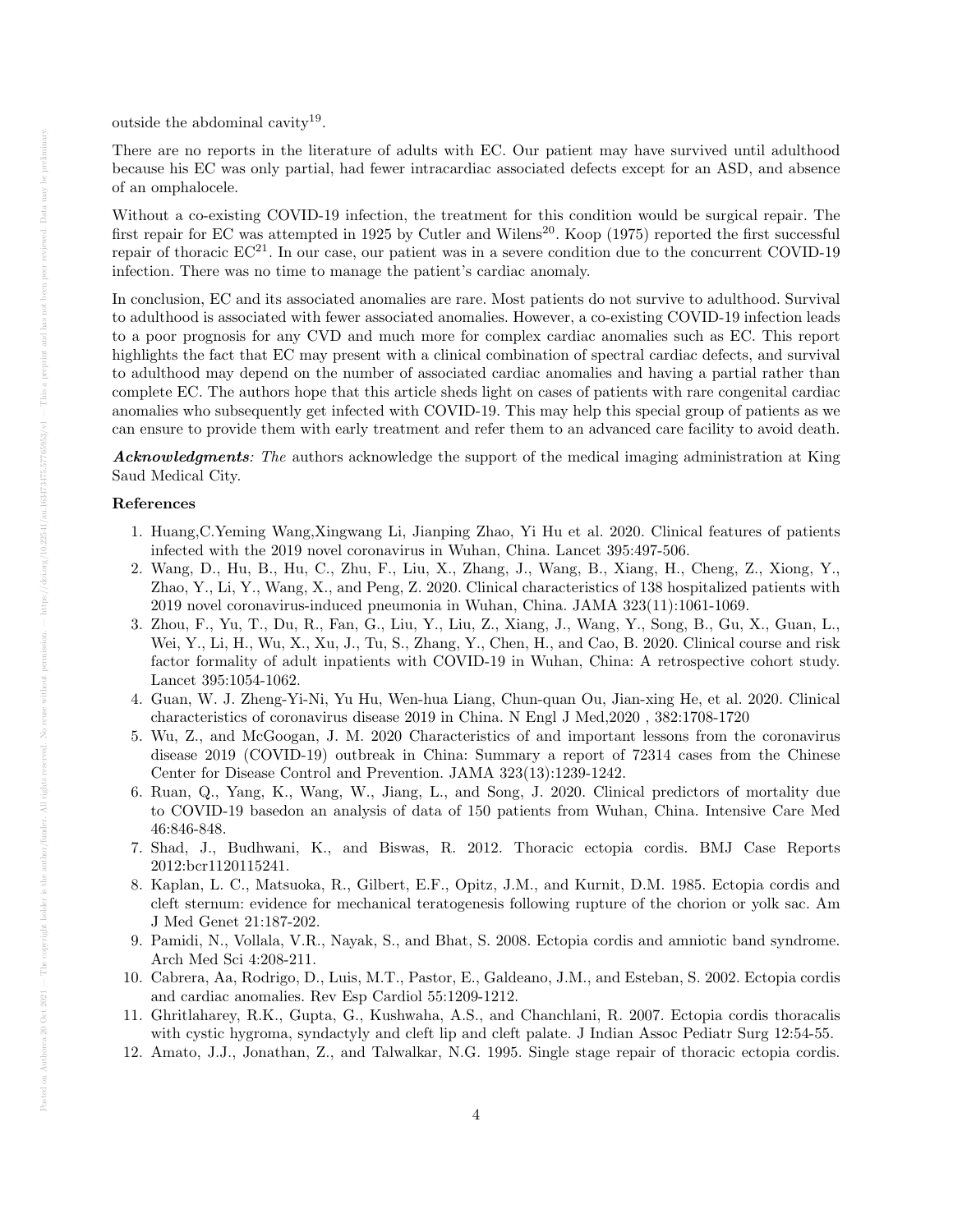outside the abdominal cavity[19].

There are no reports in the literature of adults with EC. Our patient may have survived until adulthood because his EC was only partial, had fewer intracardiac associated defects except for an ASD, and absence of an omphalocele.

Without a co-existing COVID-19 infection, the treatment for this condition would be surgical repair. The first repair for EC was attempted in 1925 by Cutler and Wilens[20]. Koop (1975) reported the first successful repair of thoracic EC[21]. In our case, our patient was in a severe condition due to the concurrent COVID-19 infection. There was no time to manage the patient's cardiac anomaly.

In conclusion, EC and its associated anomalies are rare. Most patients do not survive to adulthood. Survival to adulthood is associated with fewer associated anomalies. However, a co-existing COVID-19 infection leads to a poor prognosis for any CVD and much more for complex cardiac anomalies such as EC. This report highlights the fact that EC may present with a clinical combination of spectral cardiac defects, and survival to adulthood may depend on the number of associated cardiac anomalies and having a partial rather than complete EC. The authors hope that this article sheds light on cases of patients with rare congenital cardiac anomalies who subsequently get infected with COVID-19. This may help this special group of patients as we can ensure to provide them with early treatment and refer them to an advanced care facility to avoid death.

***Acknowledgments****: The* authors acknowledge the support of the medical imaging administration at King Saud Medical City.

### References

1. Huang,C.Yeming Wang,Xingwang Li, Jianping Zhao, Yi Hu et al. 2020. Clinical features of patients infected with the 2019 novel coronavirus in Wuhan, China. Lancet 395:497-506.
2. Wang, D., Hu, B., Hu, C., Zhu, F., Liu, X., Zhang, J., Wang, B., Xiang, H., Cheng, Z., Xiong, Y., Zhao, Y., Li, Y., Wang, X., and Peng, Z. 2020. Clinical characteristics of 138 hospitalized patients with 2019 novel coronavirus-induced pneumonia in Wuhan, China. JAMA 323(11):1061-1069.
3. Zhou, F., Yu, T., Du, R., Fan, G., Liu, Y., Liu, Z., Xiang, J., Wang, Y., Song, B., Gu, X., Guan, L., Wei, Y., Li, H., Wu, X., Xu, J., Tu, S., Zhang, Y., Chen, H., and Cao, B. 2020. Clinical course and risk factor formality of adult inpatients with COVID-19 in Wuhan, China: A retrospective cohort study. Lancet 395:1054-1062.
4. Guan, W. J. Zheng-Yi-Ni, Yu Hu, Wen-hua Liang, Chun-quan Ou, Jian-xing He, et al. 2020. Clinical characteristics of coronavirus disease 2019 in China. N Engl J Med,2020 , 382:1708-1720
5. Wu, Z., and McGoogan, J. M. 2020 Characteristics of and important lessons from the coronavirus disease 2019 (COVID-19) outbreak in China: Summary a report of 72314 cases from the Chinese Center for Disease Control and Prevention. JAMA 323(13):1239-1242.
6. Ruan, Q., Yang, K., Wang, W., Jiang, L., and Song, J. 2020. Clinical predictors of mortality due to COVID-19 basedon an analysis of data of 150 patients from Wuhan, China. Intensive Care Med 46:846-848.
7. Shad, J., Budhwani, K., and Biswas, R. 2012. Thoracic ectopia cordis. BMJ Case Reports 2012:bcr1120115241.
8. Kaplan, L. C., Matsuoka, R., Gilbert, E.F., Opitz, J.M., and Kurnit, D.M. 1985. Ectopia cordis and cleft sternum: evidence for mechanical teratogenesis following rupture of the chorion or yolk sac. Am J Med Genet 21:187-202.
9. Pamidi, N., Vollala, V.R., Nayak, S., and Bhat, S. 2008. Ectopia cordis and amniotic band syndrome. Arch Med Sci 4:208-211.
10. Cabrera, Aa, Rodrigo, D., Luis, M.T., Pastor, E., Galdeano, J.M., and Esteban, S. 2002. Ectopia cordis and cardiac anomalies. Rev Esp Cardiol 55:1209-1212.
11. Ghritlaharey, R.K., Gupta, G., Kushwaha, A.S., and Chanchlani, R. 2007. Ectopia cordis thoracalis with cystic hygroma, syndactyly and cleft lip and cleft palate. J Indian Assoc Pediatr Surg 12:54-55.
12. Amato, J.J., Jonathan, Z., and Talwalkar, N.G. 1995. Single stage repair of thoracic ectopia cordis.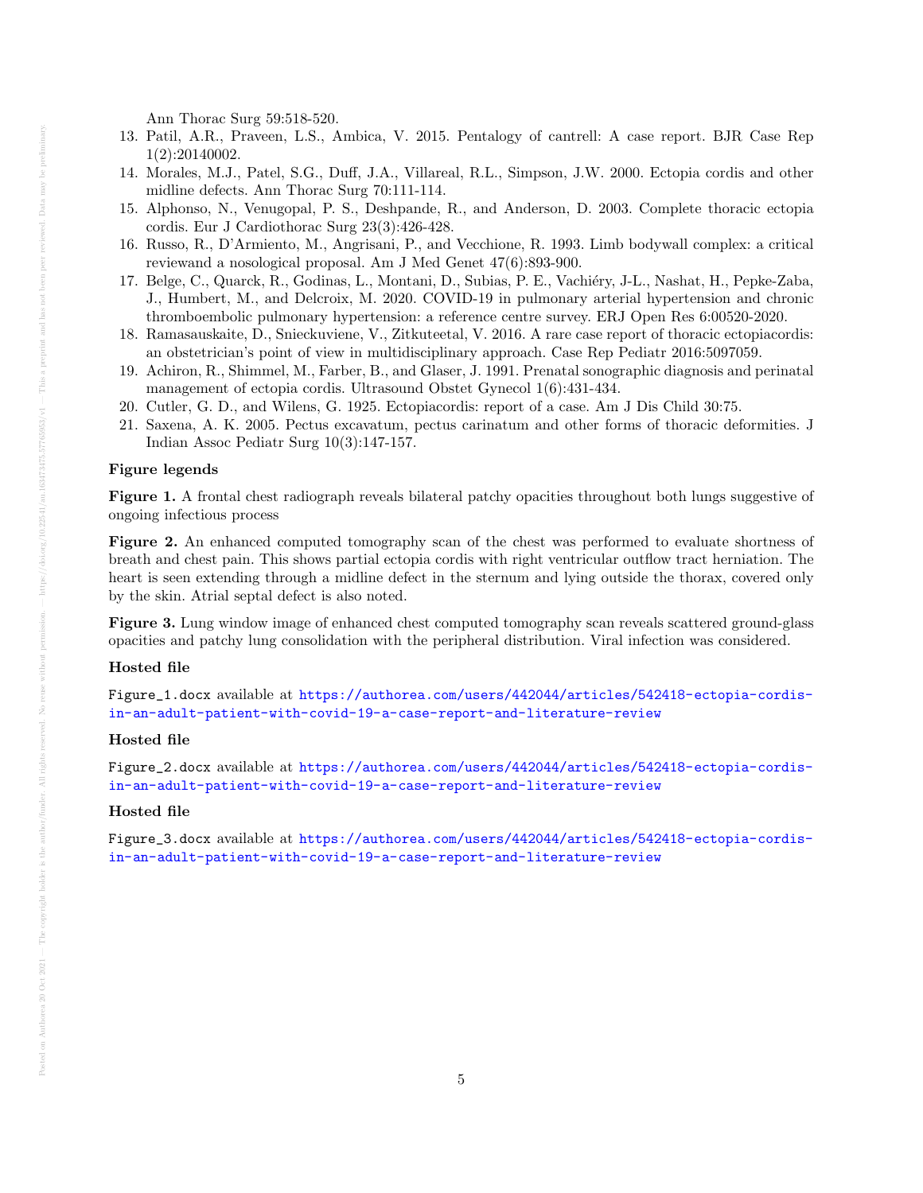Ann Thorac Surg 59:518-520.

13. Patil, A.R., Praveen, L.S., Ambica, V. 2015. Pentalogy of cantrell: A case report. BJR Case Rep 1(2):20140002.
14. Morales, M.J., Patel, S.G., Duff, J.A., Villareal, R.L., Simpson, J.W. 2000. Ectopia cordis and other midline defects. Ann Thorac Surg 70:111-114.
15. Alphonso, N., Venugopal, P. S., Deshpande, R., and Anderson, D. 2003. Complete thoracic ectopia cordis. Eur J Cardiothorac Surg 23(3):426-428.
16. Russo, R., D'Armiento, M., Angrisani, P., and Vecchione, R. 1993. Limb bodywall complex: a critical reviewand a nosological proposal. Am J Med Genet 47(6):893-900.
17. Belge, C., Quarck, R., Godinas, L., Montani, D., Subias, P. E., Vachiéry, J-L., Nashat, H., Pepke-Zaba, J., Humbert, M., and Delcroix, M. 2020. COVID-19 in pulmonary arterial hypertension and chronic thromboembolic pulmonary hypertension: a reference centre survey. ERJ Open Res 6:00520-2020.
18. Ramasauskaite, D., Snieckuviene, V., Zitkuteetal, V. 2016. A rare case report of thoracic ectopiacordis: an obstetrician's point of view in multidisciplinary approach. Case Rep Pediatr 2016:5097059.
19. Achiron, R., Shimmel, M., Farber, B., and Glaser, J. 1991. Prenatal sonographic diagnosis and perinatal management of ectopia cordis. Ultrasound Obstet Gynecol 1(6):431-434.
20. Cutler, G. D., and Wilens, G. 1925. Ectopiacordis: report of a case. Am J Dis Child 30:75.
21. Saxena, A. K. 2005. Pectus excavatum, pectus carinatum and other forms of thoracic deformities. J Indian Assoc Pediatr Surg 10(3):147-157.

### Figure legends

**Figure 1.** A frontal chest radiograph reveals bilateral patchy opacities throughout both lungs suggestive of ongoing infectious process

**Figure 2.** An enhanced computed tomography scan of the chest was performed to evaluate shortness of breath and chest pain. This shows partial ectopia cordis with right ventricular outflow tract herniation. The heart is seen extending through a midline defect in the sternum and lying outside the thorax, covered only by the skin. Atrial septal defect is also noted.

**Figure 3.** Lung window image of enhanced chest computed tomography scan reveals scattered ground-glass opacities and patchy lung consolidation with the peripheral distribution. Viral infection was considered.

### Hosted file

Figure_1.docx available at https://authorea.com/users/442044/articles/542418-ectopia-cordis-in-an-adult-patient-with-covid-19-a-case-report-and-literature-review

### Hosted file

Figure_2.docx available at https://authorea.com/users/442044/articles/542418-ectopia-cordis-in-an-adult-patient-with-covid-19-a-case-report-and-literature-review

### Hosted file

Figure_3.docx available at https://authorea.com/users/442044/articles/542418-ectopia-cordis-in-an-adult-patient-with-covid-19-a-case-report-and-literature-review